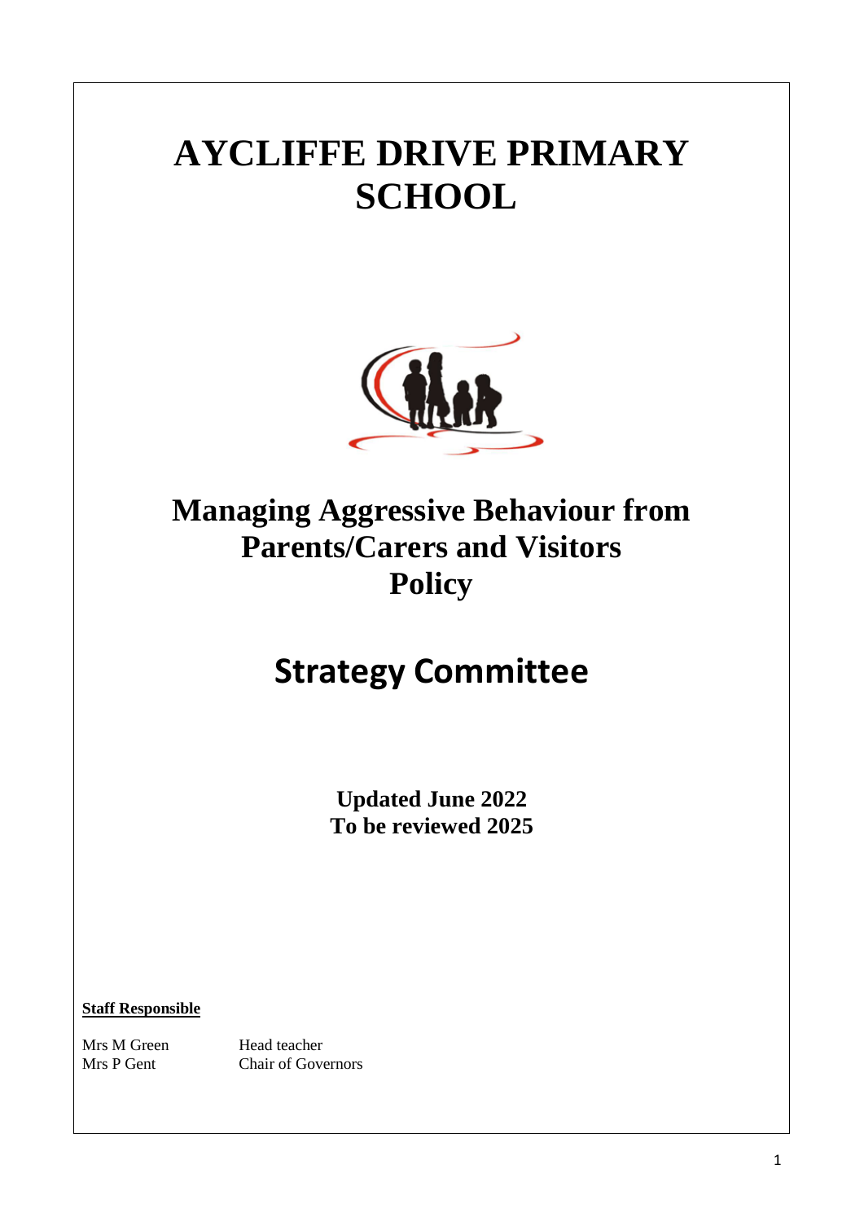# AYCLIFFE DRIVE PRIMARY SCHOOL

## Managing Aggressive Behaviour from Parents/Carers and Visitors Policy

## Strategy Committee

**Updated June 2022**
**To be reviewed 2025**

**Staff Responsible**

| | |
|---|---|
| Mrs M Green | Head teacher |
| Mrs P Gent | Chair of Governors |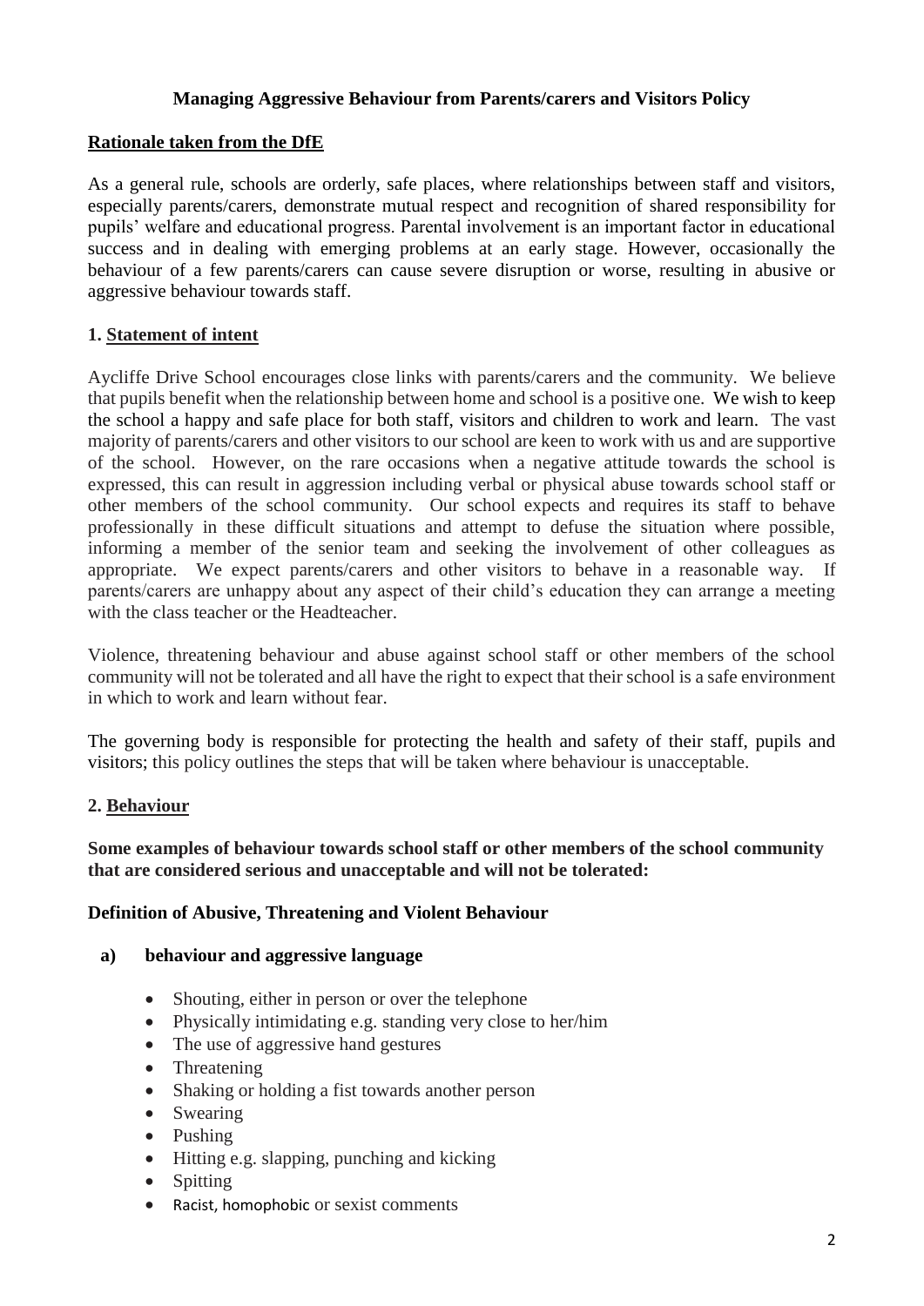**Managing Aggressive Behaviour from Parents/carers and Visitors Policy**

**Rationale taken from the DfE**

As a general rule, schools are orderly, safe places, where relationships between staff and visitors, especially parents/carers, demonstrate mutual respect and recognition of shared responsibility for pupils' welfare and educational progress. Parental involvement is an important factor in educational success and in dealing with emerging problems at an early stage. However, occasionally the behaviour of a few parents/carers can cause severe disruption or worse, resulting in abusive or aggressive behaviour towards staff.

## 1. Statement of intent

Aycliffe Drive School encourages close links with parents/carers and the community. We believe that pupils benefit when the relationship between home and school is a positive one. We wish to keep the school a happy and safe place for both staff, visitors and children to work and learn. The vast majority of parents/carers and other visitors to our school are keen to work with us and are supportive of the school. However, on the rare occasions when a negative attitude towards the school is expressed, this can result in aggression including verbal or physical abuse towards school staff or other members of the school community. Our school expects and requires its staff to behave professionally in these difficult situations and attempt to defuse the situation where possible, informing a member of the senior team and seeking the involvement of other colleagues as appropriate. We expect parents/carers and other visitors to behave in a reasonable way. If parents/carers are unhappy about any aspect of their child's education they can arrange a meeting with the class teacher or the Headteacher.

Violence, threatening behaviour and abuse against school staff or other members of the school community will not be tolerated and all have the right to expect that their school is a safe environment in which to work and learn without fear.

The governing body is responsible for protecting the health and safety of their staff, pupils and visitors; this policy outlines the steps that will be taken where behaviour is unacceptable.

## 2. Behaviour

**Some examples of behaviour towards school staff or other members of the school community that are considered serious and unacceptable and will not be tolerated:**

**Definition of Abusive, Threatening and Violent Behaviour**

**a) behaviour and aggressive language**

- Shouting, either in person or over the telephone
- Physically intimidating e.g. standing very close to her/him
- The use of aggressive hand gestures
- Threatening
- Shaking or holding a fist towards another person
- Swearing
- Pushing
- Hitting e.g. slapping, punching and kicking
- Spitting
- Racist, homophobic or sexist comments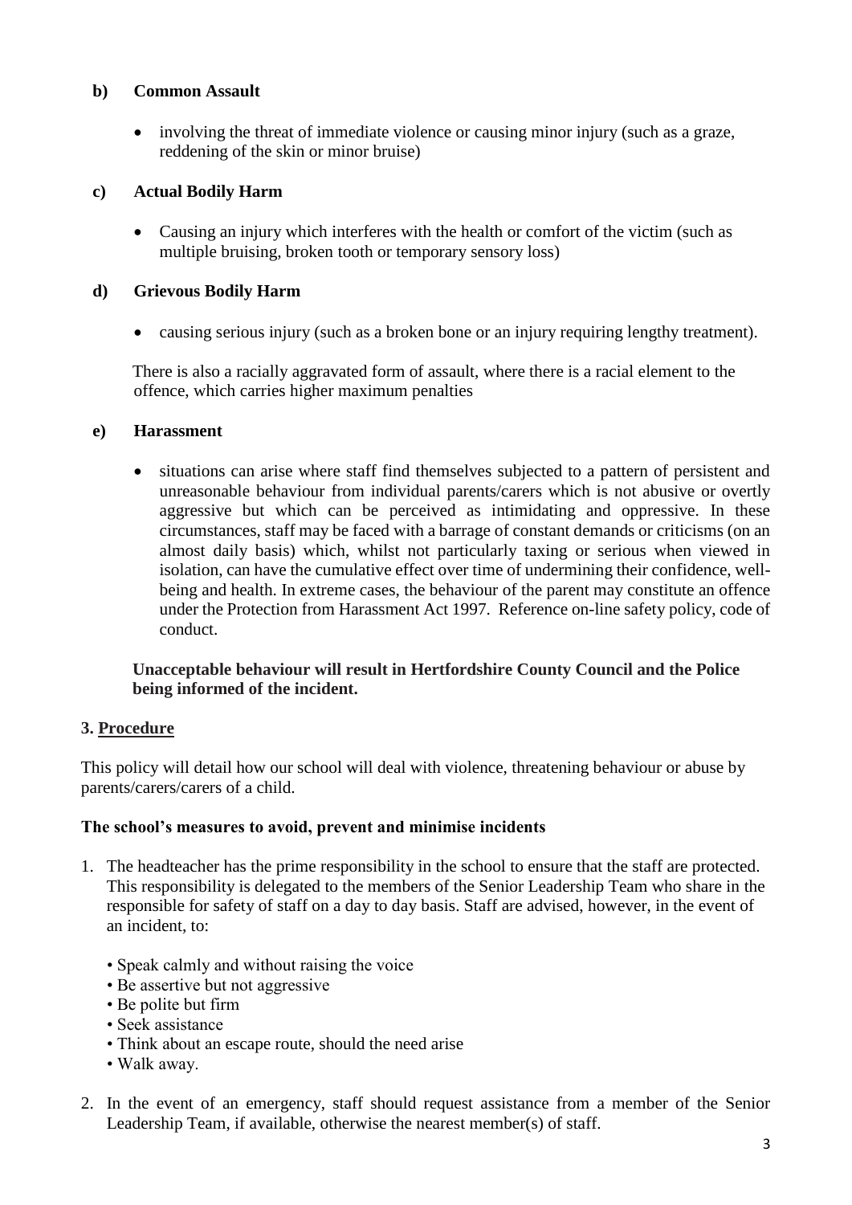**b) Common Assault**

- involving the threat of immediate violence or causing minor injury (such as a graze, reddening of the skin or minor bruise)

**c) Actual Bodily Harm**

- Causing an injury which interferes with the health or comfort of the victim (such as multiple bruising, broken tooth or temporary sensory loss)

**d) Grievous Bodily Harm**

- causing serious injury (such as a broken bone or an injury requiring lengthy treatment).

There is also a racially aggravated form of assault, where there is a racial element to the offence, which carries higher maximum penalties

**e) Harassment**

- situations can arise where staff find themselves subjected to a pattern of persistent and unreasonable behaviour from individual parents/carers which is not abusive or overtly aggressive but which can be perceived as intimidating and oppressive. In these circumstances, staff may be faced with a barrage of constant demands or criticisms (on an almost daily basis) which, whilst not particularly taxing or serious when viewed in isolation, can have the cumulative effect over time of undermining their confidence, well-being and health. In extreme cases, the behaviour of the parent may constitute an offence under the Protection from Harassment Act 1997. Reference on-line safety policy, code of conduct.

**Unacceptable behaviour will result in Hertfordshire County Council and the Police being informed of the incident.**

## 3. Procedure

This policy will detail how our school will deal with violence, threatening behaviour or abuse by parents/carers/carers of a child.

**The school's measures to avoid, prevent and minimise incidents**

1. The headteacher has the prime responsibility in the school to ensure that the staff are protected. This responsibility is delegated to the members of the Senior Leadership Team who share in the responsible for safety of staff on a day to day basis. Staff are advised, however, in the event of an incident, to:

   - Speak calmly and without raising the voice
   - Be assertive but not aggressive
   - Be polite but firm
   - Seek assistance
   - Think about an escape route, should the need arise
   - Walk away.

2. In the event of an emergency, staff should request assistance from a member of the Senior Leadership Team, if available, otherwise the nearest member(s) of staff.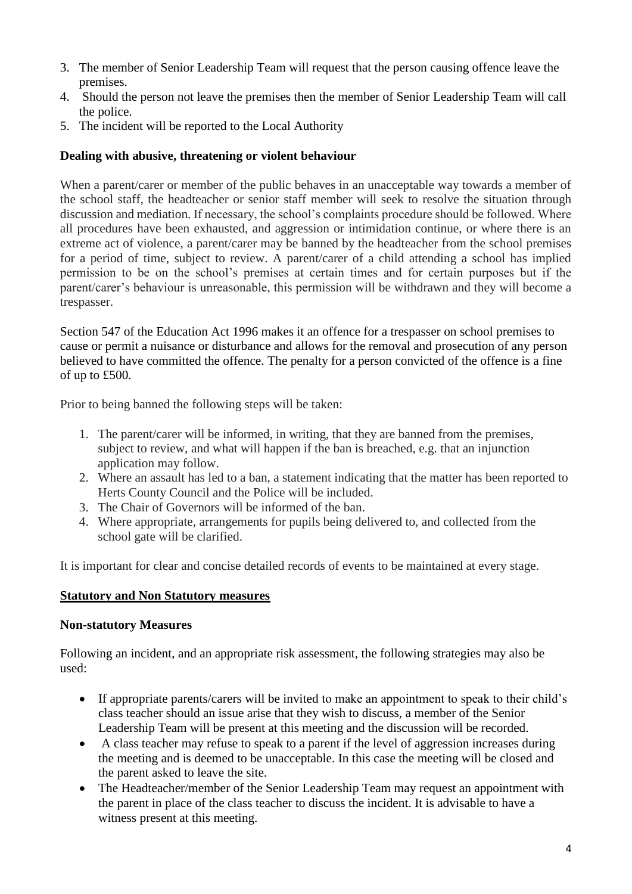3. The member of Senior Leadership Team will request that the person causing offence leave the premises.
4. Should the person not leave the premises then the member of Senior Leadership Team will call the police.
5. The incident will be reported to the Local Authority

**Dealing with abusive, threatening or violent behaviour**

When a parent/carer or member of the public behaves in an unacceptable way towards a member of the school staff, the headteacher or senior staff member will seek to resolve the situation through discussion and mediation. If necessary, the school's complaints procedure should be followed. Where all procedures have been exhausted, and aggression or intimidation continue, or where there is an extreme act of violence, a parent/carer may be banned by the headteacher from the school premises for a period of time, subject to review. A parent/carer of a child attending a school has implied permission to be on the school's premises at certain times and for certain purposes but if the parent/carer's behaviour is unreasonable, this permission will be withdrawn and they will become a trespasser.

Section 547 of the Education Act 1996 makes it an offence for a trespasser on school premises to cause or permit a nuisance or disturbance and allows for the removal and prosecution of any person believed to have committed the offence. The penalty for a person convicted of the offence is a fine of up to £500.

Prior to being banned the following steps will be taken:

1. The parent/carer will be informed, in writing, that they are banned from the premises, subject to review, and what will happen if the ban is breached, e.g. that an injunction application may follow.
2. Where an assault has led to a ban, a statement indicating that the matter has been reported to Herts County Council and the Police will be included.
3. The Chair of Governors will be informed of the ban.
4. Where appropriate, arrangements for pupils being delivered to, and collected from the school gate will be clarified.

It is important for clear and concise detailed records of events to be maintained at every stage.

**Statutory and Non Statutory measures**

**Non-statutory Measures**

Following an incident, and an appropriate risk assessment, the following strategies may also be used:

- If appropriate parents/carers will be invited to make an appointment to speak to their child's class teacher should an issue arise that they wish to discuss, a member of the Senior Leadership Team will be present at this meeting and the discussion will be recorded.
- A class teacher may refuse to speak to a parent if the level of aggression increases during the meeting and is deemed to be unacceptable. In this case the meeting will be closed and the parent asked to leave the site.
- The Headteacher/member of the Senior Leadership Team may request an appointment with the parent in place of the class teacher to discuss the incident. It is advisable to have a witness present at this meeting.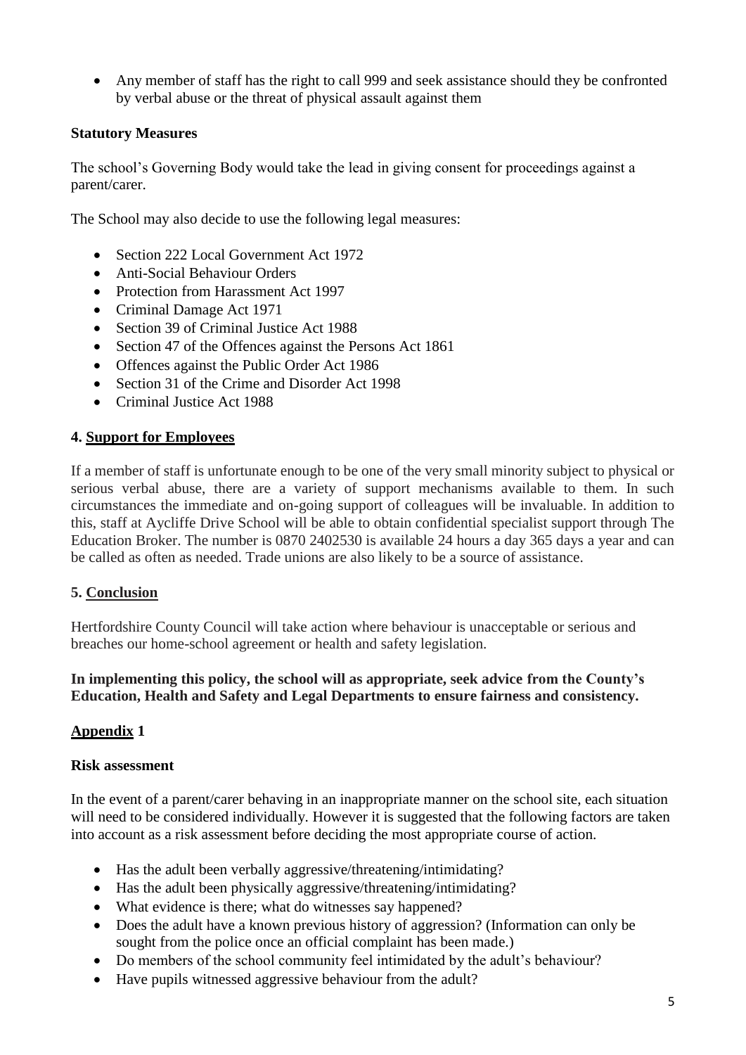- Any member of staff has the right to call 999 and seek assistance should they be confronted by verbal abuse or the threat of physical assault against them

**Statutory Measures**

The school's Governing Body would take the lead in giving consent for proceedings against a parent/carer.

The School may also decide to use the following legal measures:

- Section 222 Local Government Act 1972
- Anti-Social Behaviour Orders
- Protection from Harassment Act 1997
- Criminal Damage Act 1971
- Section 39 of Criminal Justice Act 1988
- Section 47 of the Offences against the Persons Act 1861
- Offences against the Public Order Act 1986
- Section 31 of the Crime and Disorder Act 1998
- Criminal Justice Act 1988

## 4. Support for Employees

If a member of staff is unfortunate enough to be one of the very small minority subject to physical or serious verbal abuse, there are a variety of support mechanisms available to them. In such circumstances the immediate and on-going support of colleagues will be invaluable. In addition to this, staff at Aycliffe Drive School will be able to obtain confidential specialist support through The Education Broker. The number is 0870 2402530 is available 24 hours a day 365 days a year and can be called as often as needed. Trade unions are also likely to be a source of assistance.

## 5. Conclusion

Hertfordshire County Council will take action where behaviour is unacceptable or serious and breaches our home-school agreement or health and safety legislation.

**In implementing this policy, the school will as appropriate, seek advice from the County's Education, Health and Safety and Legal Departments to ensure fairness and consistency.**

## Appendix 1

**Risk assessment**

In the event of a parent/carer behaving in an inappropriate manner on the school site, each situation will need to be considered individually. However it is suggested that the following factors are taken into account as a risk assessment before deciding the most appropriate course of action.

- Has the adult been verbally aggressive/threatening/intimidating?
- Has the adult been physically aggressive/threatening/intimidating?
- What evidence is there; what do witnesses say happened?
- Does the adult have a known previous history of aggression? (Information can only be sought from the police once an official complaint has been made.)
- Do members of the school community feel intimidated by the adult's behaviour?
- Have pupils witnessed aggressive behaviour from the adult?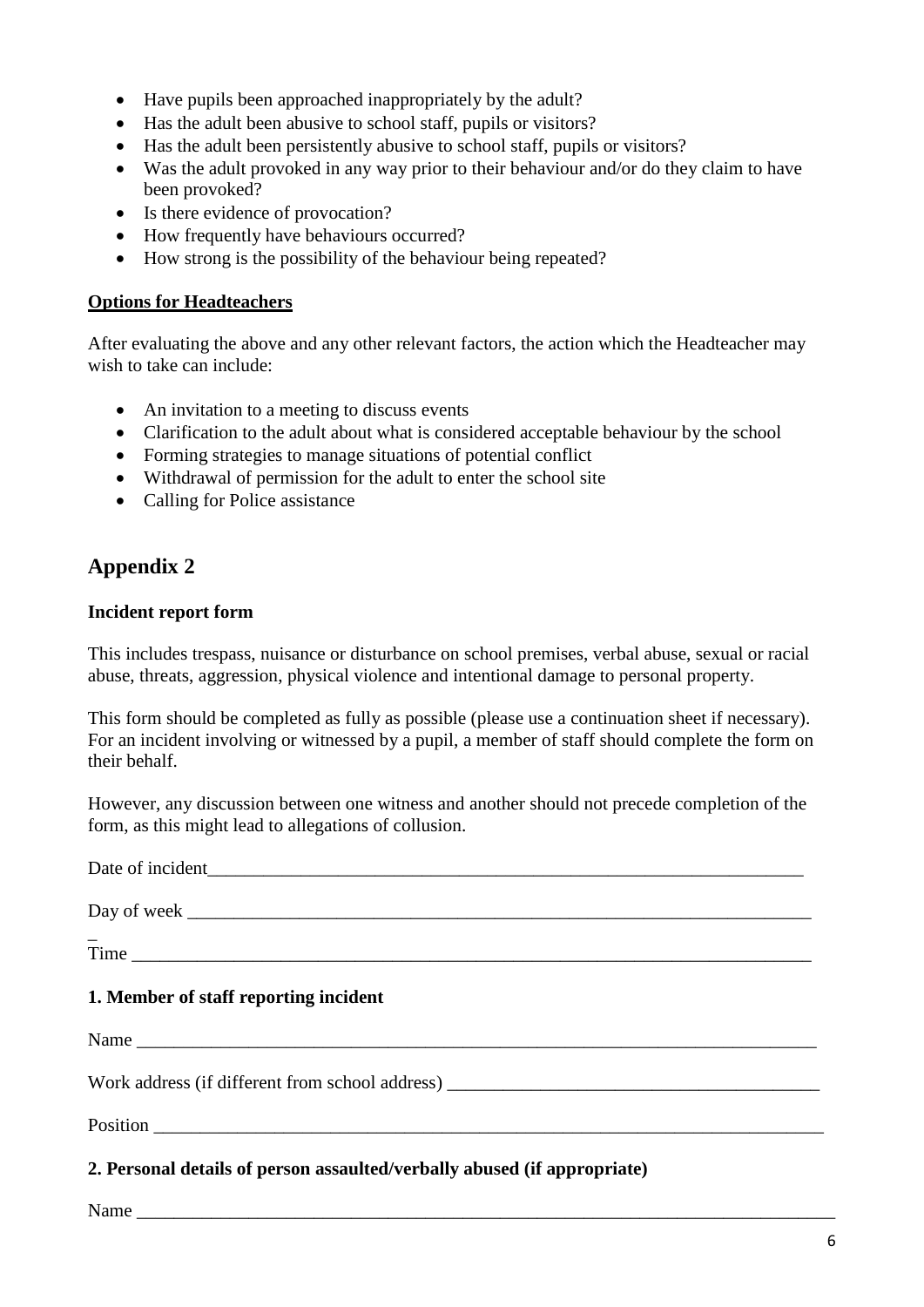- Have pupils been approached inappropriately by the adult?
- Has the adult been abusive to school staff, pupils or visitors?
- Has the adult been persistently abusive to school staff, pupils or visitors?
- Was the adult provoked in any way prior to their behaviour and/or do they claim to have been provoked?
- Is there evidence of provocation?
- How frequently have behaviours occurred?
- How strong is the possibility of the behaviour being repeated?

**Options for Headteachers**

After evaluating the above and any other relevant factors, the action which the Headteacher may wish to take can include:

- An invitation to a meeting to discuss events
- Clarification to the adult about what is considered acceptable behaviour by the school
- Forming strategies to manage situations of potential conflict
- Withdrawal of permission for the adult to enter the school site
- Calling for Police assistance

## Appendix 2

**Incident report form**

This includes trespass, nuisance or disturbance on school premises, verbal abuse, sexual or racial abuse, threats, aggression, physical violence and intentional damage to personal property.

This form should be completed as fully as possible (please use a continuation sheet if necessary). For an incident involving or witnessed by a pupil, a member of staff should complete the form on their behalf.

However, any discussion between one witness and another should not precede completion of the form, as this might lead to allegations of collusion.

Date of incident_______________________________________________________________

Day of week ____________________________________________________________________

Time _________________________________________________________________________

**1. Member of staff reporting incident**

Name _________________________________________________________________________

Work address (if different from school address) ________________________________________

Position _______________________________________________________________________

**2. Personal details of person assaulted/verbally abused (if appropriate)**

Name _________________________________________________________________________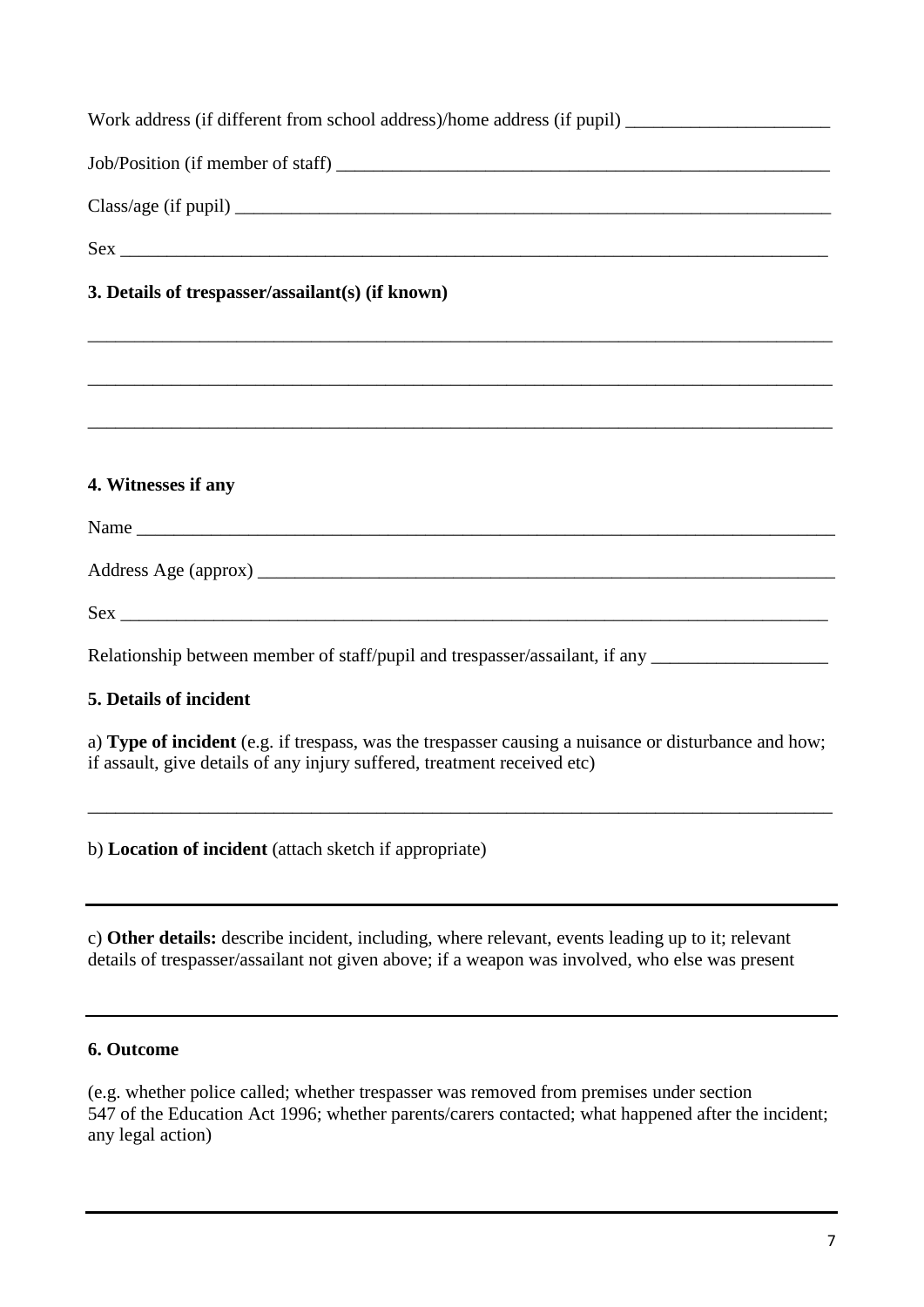Work address (if different from school address)/home address (if pupil) ______________________

Job/Position (if member of staff) ________________________________________________________

Class/age (if pupil) ______________________________________________________________________

Sex ______________________________________________________________________________

**3. Details of trespasser/assailant(s) (if known)**

_____________________________________________________________________________________

_____________________________________________________________________________________

_____________________________________________________________________________________

**4. Witnesses if any**

Name _____________________________________________________________________________

Address Age (approx) ______________________________________________________________

Sex ______________________________________________________________________________

Relationship between member of staff/pupil and trespasser/assailant, if any ___________________

**5. Details of incident**

a) **Type of incident** (e.g. if trespass, was the trespasser causing a nuisance or disturbance and how; if assault, give details of any injury suffered, treatment received etc)

_____________________________________________________________________________________

b) **Location of incident** (attach sketch if appropriate)

---

c) **Other details:** describe incident, including, where relevant, events leading up to it; relevant details of trespasser/assailant not given above; if a weapon was involved, who else was present

---

**6. Outcome**

(e.g. whether police called; whether trespasser was removed from premises under section 547 of the Education Act 1996; whether parents/carers contacted; what happened after the incident; any legal action)

---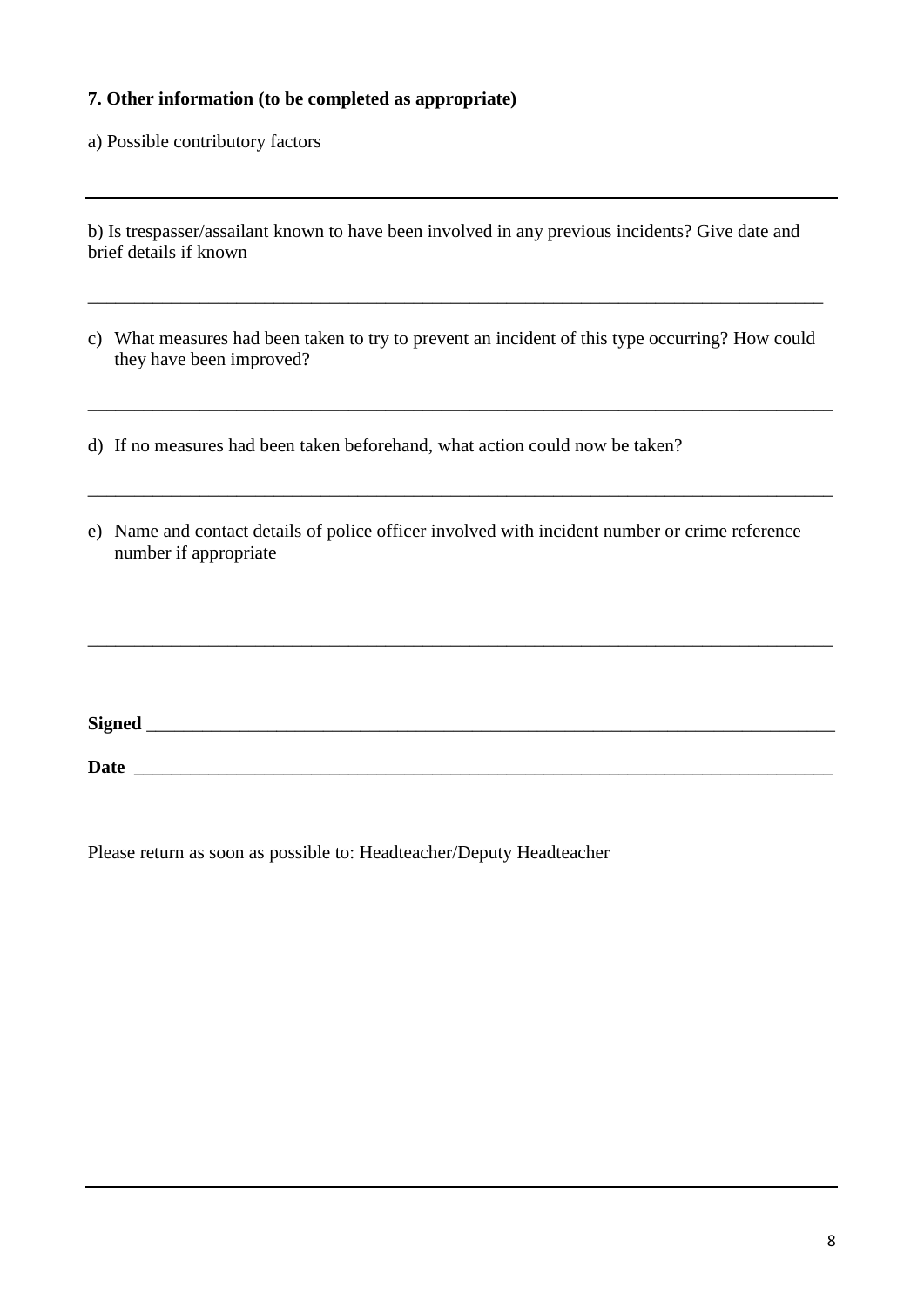**7. Other information (to be completed as appropriate)**

a) Possible contributory factors

---

b) Is trespasser/assailant known to have been involved in any previous incidents? Give date and brief details if known

_______________________________________________________________________________

c) What measures had been taken to try to prevent an incident of this type occurring? How could they have been improved?

_______________________________________________________________________________

d) If no measures had been taken beforehand, what action could now be taken?

_______________________________________________________________________________

e) Name and contact details of police officer involved with incident number or crime reference number if appropriate

_______________________________________________________________________________

**Signed** ________________________________________________________________________

**Date** __________________________________________________________________________

Please return as soon as possible to: Headteacher/Deputy Headteacher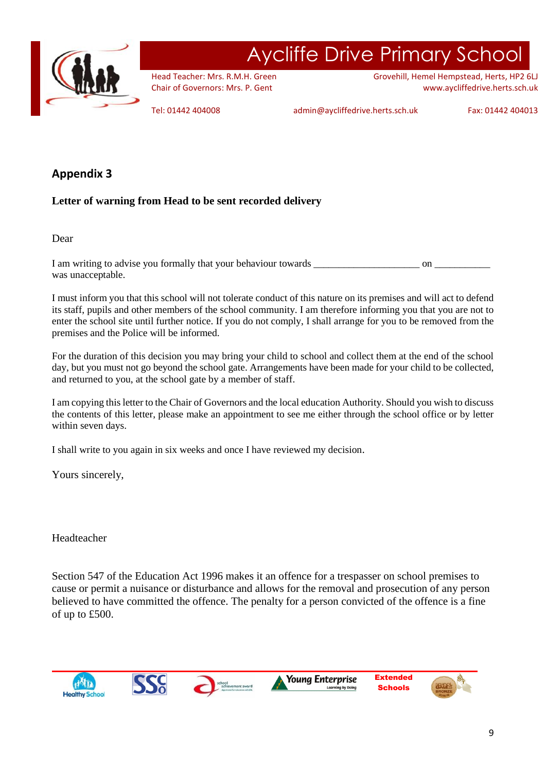## Appendix 3

**Letter of warning from Head to be sent recorded delivery**

Dear

I am writing to advise you formally that your behaviour towards ______________________ on ___________ was unacceptable.

I must inform you that this school will not tolerate conduct of this nature on its premises and will act to defend its staff, pupils and other members of the school community. I am therefore informing you that you are not to enter the school site until further notice. If you do not comply, I shall arrange for you to be removed from the premises and the Police will be informed.

For the duration of this decision you may bring your child to school and collect them at the end of the school day, but you must not go beyond the school gate. Arrangements have been made for your child to be collected, and returned to you, at the school gate by a member of staff.

I am copying this letter to the Chair of Governors and the local education Authority. Should you wish to discuss the contents of this letter, please make an appointment to see me either through the school office or by letter within seven days.

I shall write to you again in six weeks and once I have reviewed my decision.

Yours sincerely,

Headteacher

Section 547 of the Education Act 1996 makes it an offence for a trespasser on school premises to cause or permit a nuisance or disturbance and allows for the removal and prosecution of any person believed to have committed the offence. The penalty for a person convicted of the offence is a fine of up to £500.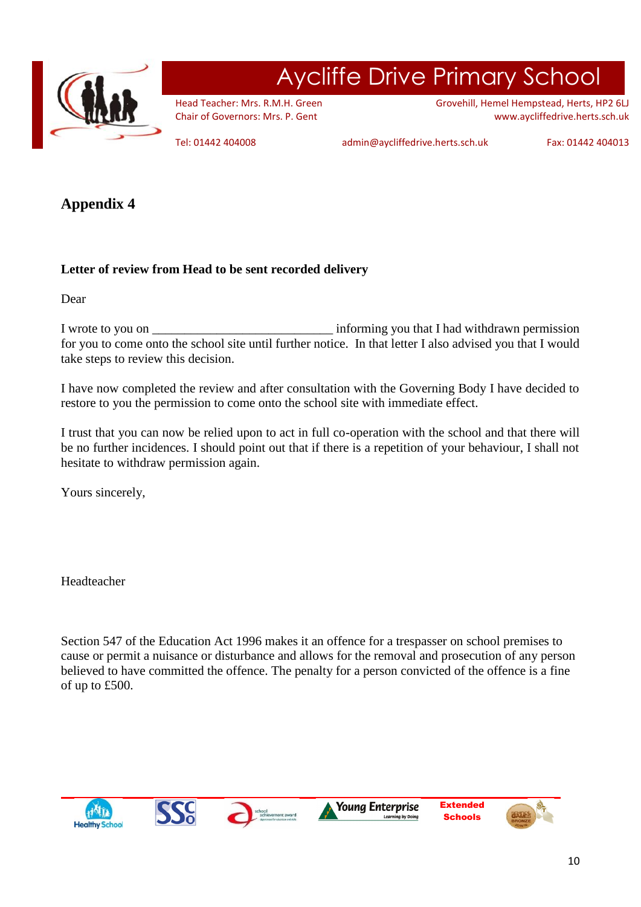# Aycliffe Drive Primary School

Head Teacher: Mrs. R.M.H. Green
Chair of Governors: Mrs. P. Gent

Grovehill, Hemel Hempstead, Herts, HP2 6LJ
www.aycliffedrive.herts.sch.uk

Tel: 01442 404008 admin@aycliffedrive.herts.sch.uk Fax: 01442 404013

## Appendix 4

**Letter of review from Head to be sent recorded delivery**

Dear

I wrote to you on ____________________________ informing you that I had withdrawn permission for you to come onto the school site until further notice. In that letter I also advised you that I would take steps to review this decision.

I have now completed the review and after consultation with the Governing Body I have decided to restore to you the permission to come onto the school site with immediate effect.

I trust that you can now be relied upon to act in full co-operation with the school and that there will be no further incidences. I should point out that if there is a repetition of your behaviour, I shall not hesitate to withdraw permission again.

Yours sincerely,

Headteacher

Section 547 of the Education Act 1996 makes it an offence for a trespasser on school premises to cause or permit a nuisance or disturbance and allows for the removal and prosecution of any person believed to have committed the offence. The penalty for a person convicted of the offence is a fine of up to £500.

Healthy School SSCo school achievement award Young Enterprise Learning by Doing Extended Schools School Games Bronze